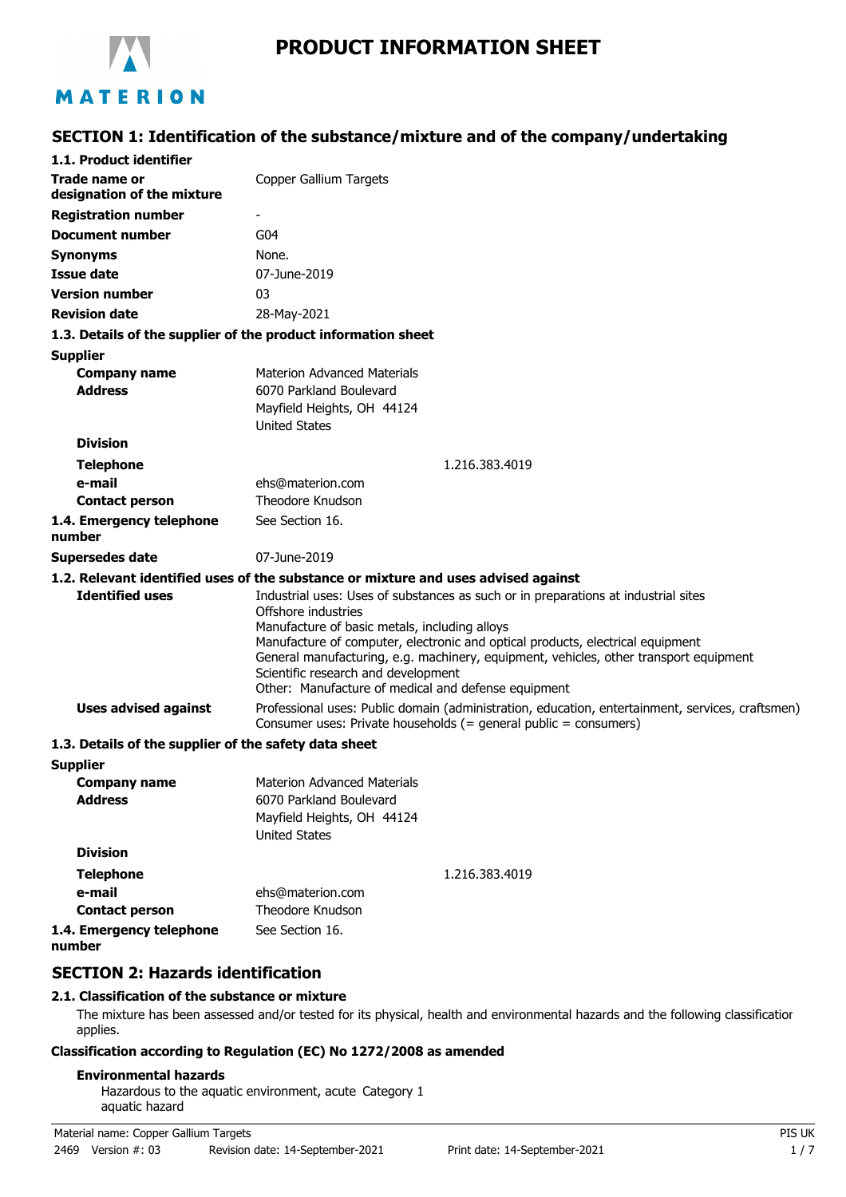# PRODUCT INFORMATION SHEET

MATERION

## SECTION 1: Identification of the substance/mixture and of the company/undertaking

### 1.1. Product identifier

| | |
|---|---|
| **Trade name or designation of the mixture** | Copper Gallium Targets |
| **Registration number** | - |
| **Document number** | G04 |
| **Synonyms** | None. |
| **Issue date** | 07-June-2019 |
| **Version number** | 03 |
| **Revision date** | 28-May-2021 |

### 1.3. Details of the supplier of the product information sheet

**Supplier**

| | |
|---|---|
| **Company name** | Materion Advanced Materials |
| **Address** | 6070 Parkland Boulevard<br>Mayfield Heights, OH 44124<br>United States |
| **Division** | |
| **Telephone** | 1.216.383.4019 |
| **e-mail** | ehs@materion.com |
| **Contact person** | Theodore Knudson |
| **1.4. Emergency telephone number** | See Section 16. |
| **Supersedes date** | 07-June-2019 |

### 1.2. Relevant identified uses of the substance or mixture and uses advised against

**Identified uses**

Industrial uses: Uses of substances as such or in preparations at industrial sites
Offshore industries
Manufacture of basic metals, including alloys
Manufacture of computer, electronic and optical products, electrical equipment
General manufacturing, e.g. machinery, equipment, vehicles, other transport equipment
Scientific research and development
Other: Manufacture of medical and defense equipment

**Uses advised against**

Professional uses: Public domain (administration, education, entertainment, services, craftsmen)
Consumer uses: Private households (= general public = consumers)

### 1.3. Details of the supplier of the safety data sheet

**Supplier**

| | |
|---|---|
| **Company name** | Materion Advanced Materials |
| **Address** | 6070 Parkland Boulevard<br>Mayfield Heights, OH 44124<br>United States |
| **Division** | |
| **Telephone** | 1.216.383.4019 |
| **e-mail** | ehs@materion.com |
| **Contact person** | Theodore Knudson |
| **1.4. Emergency telephone number** | See Section 16. |

## SECTION 2: Hazards identification

### 2.1. Classification of the substance or mixture

The mixture has been assessed and/or tested for its physical, health and environmental hazards and the following classification applies.

**Classification according to Regulation (EC) No 1272/2008 as amended**

**Environmental hazards**

Hazardous to the aquatic environment, acute aquatic hazard — Category 1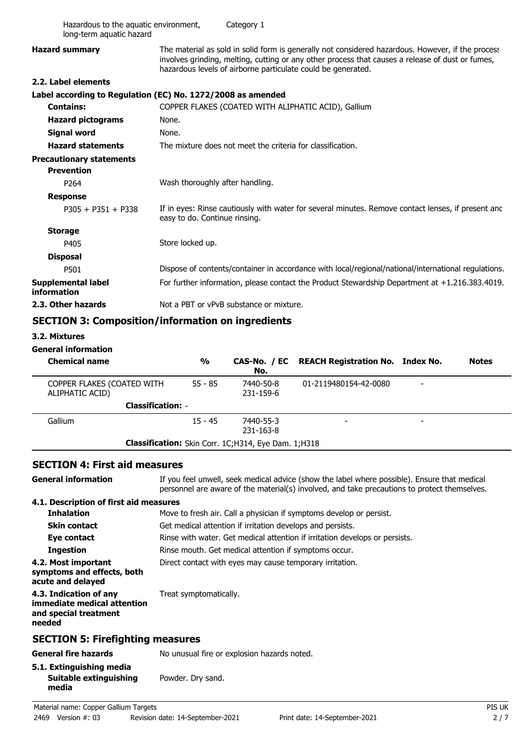| | |
|---|---|
| Hazardous to the aquatic environment, long-term aquatic hazard | Category 1 |

**Hazard summary** The material as sold in solid form is generally not considered hazardous. However, if the process involves grinding, melting, cutting or any other process that causes a release of dust or fumes, hazardous levels of airborne particulate could be generated.

### 2.2. Label elements

**Label according to Regulation (EC) No. 1272/2008 as amended**

| | |
|---|---|
| **Contains:** | COPPER FLAKES (COATED WITH ALIPHATIC ACID), Gallium |
| **Hazard pictograms** | None. |
| **Signal word** | None. |
| **Hazard statements** | The mixture does not meet the criteria for classification. |

**Precautionary statements**

**Prevention**

| | |
|---|---|
| P264 | Wash thoroughly after handling. |

**Response**

| | |
|---|---|
| P305 + P351 + P338 | If in eyes: Rinse cautiously with water for several minutes. Remove contact lenses, if present and easy to do. Continue rinsing. |

**Storage**

| | |
|---|---|
| P405 | Store locked up. |

**Disposal**

| | |
|---|---|
| P501 | Dispose of contents/container in accordance with local/regional/national/international regulations. |

| | |
|---|---|
| **Supplemental label information** | For further information, please contact the Product Stewardship Department at +1.216.383.4019. |
| **2.3. Other hazards** | Not a PBT or vPvB substance or mixture. |

## SECTION 3: Composition/information on ingredients

### 3.2. Mixtures

**General information**

| Chemical name | % | CAS-No. / EC No. | REACH Registration No. | Index No. | Notes |
|---|---|---|---|---|---|
| COPPER FLAKES (COATED WITH ALIPHATIC ACID) | 55 - 85 | 7440-50-8<br>231-159-6 | 01-2119480154-42-0080 | - | |
| **Classification:** - | | | | | |
| Gallium | 15 - 45 | 7440-55-3<br>231-163-8 | - | - | |
| **Classification:** Skin Corr. 1C;H314, Eye Dam. 1;H318 | | | | | |

## SECTION 4: First aid measures

**General information** If you feel unwell, seek medical advice (show the label where possible). Ensure that medical personnel are aware of the material(s) involved, and take precautions to protect themselves.

### 4.1. Description of first aid measures

| | |
|---|---|
| **Inhalation** | Move to fresh air. Call a physician if symptoms develop or persist. |
| **Skin contact** | Get medical attention if irritation develops and persists. |
| **Eye contact** | Rinse with water. Get medical attention if irritation develops or persists. |
| **Ingestion** | Rinse mouth. Get medical attention if symptoms occur. |
| **4.2. Most important symptoms and effects, both acute and delayed** | Direct contact with eyes may cause temporary irritation. |
| **4.3. Indication of any immediate medical attention and special treatment needed** | Treat symptomatically. |

## SECTION 5: Firefighting measures

**General fire hazards** No unusual fire or explosion hazards noted.

### 5.1. Extinguishing media

**Suitable extinguishing media** Powder. Dry sand.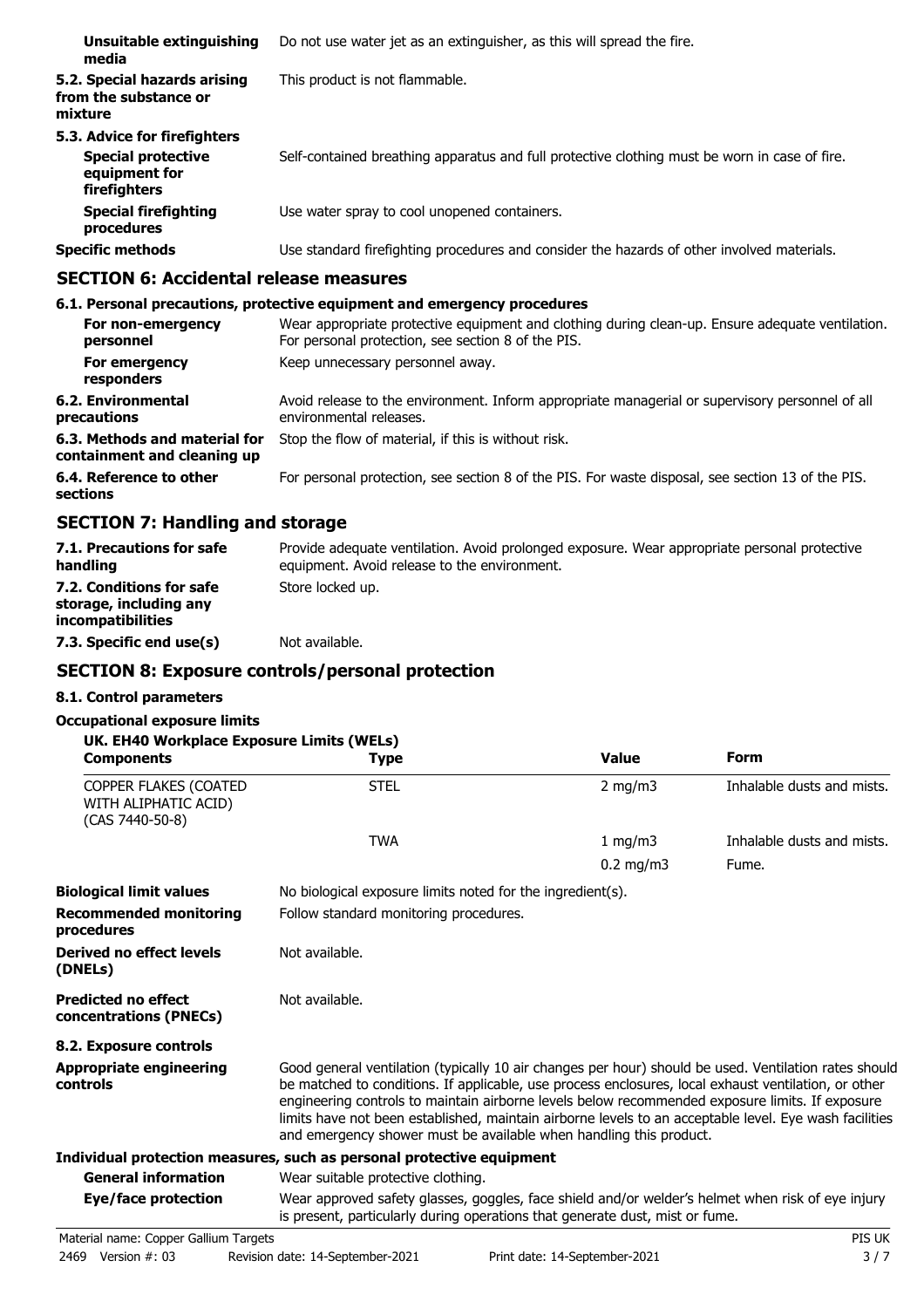| | |
|---|---|
| **Unsuitable extinguishing media** | Do not use water jet as an extinguisher, as this will spread the fire. |
| **5.2. Special hazards arising from the substance or mixture** | This product is not flammable. |

**5.3. Advice for firefighters**

| | |
|---|---|
| **Special protective equipment for firefighters** | Self-contained breathing apparatus and full protective clothing must be worn in case of fire. |
| **Special firefighting procedures** | Use water spray to cool unopened containers. |
| **Specific methods** | Use standard firefighting procedures and consider the hazards of other involved materials. |

## SECTION 6: Accidental release measures

**6.1. Personal precautions, protective equipment and emergency procedures**

| | |
|---|---|
| **For non-emergency personnel** | Wear appropriate protective equipment and clothing during clean-up. Ensure adequate ventilation. For personal protection, see section 8 of the PIS. |
| **For emergency responders** | Keep unnecessary personnel away. |
| **6.2. Environmental precautions** | Avoid release to the environment. Inform appropriate managerial or supervisory personnel of all environmental releases. |
| **6.3. Methods and material for containment and cleaning up** | Stop the flow of material, if this is without risk. |
| **6.4. Reference to other sections** | For personal protection, see section 8 of the PIS. For waste disposal, see section 13 of the PIS. |

## SECTION 7: Handling and storage

| | |
|---|---|
| **7.1. Precautions for safe handling** | Provide adequate ventilation. Avoid prolonged exposure. Wear appropriate personal protective equipment. Avoid release to the environment. |
| **7.2. Conditions for safe storage, including any incompatibilities** | Store locked up. |
| **7.3. Specific end use(s)** | Not available. |

## SECTION 8: Exposure controls/personal protection

**8.1. Control parameters**

**Occupational exposure limits**

**UK. EH40 Workplace Exposure Limits (WELs)**

| Components | Type | Value | Form |
|---|---|---|---|
| COPPER FLAKES (COATED WITH ALIPHATIC ACID) (CAS 7440-50-8) | STEL | 2 mg/m3 | Inhalable dusts and mists. |
| | TWA | 1 mg/m3 | Inhalable dusts and mists. |
| | | 0.2 mg/m3 | Fume. |

| | |
|---|---|
| **Biological limit values** | No biological exposure limits noted for the ingredient(s). |
| **Recommended monitoring procedures** | Follow standard monitoring procedures. |
| **Derived no effect levels (DNELs)** | Not available. |
| **Predicted no effect concentrations (PNECs)** | Not available. |

**8.2. Exposure controls**

| | |
|---|---|
| **Appropriate engineering controls** | Good general ventilation (typically 10 air changes per hour) should be used. Ventilation rates should be matched to conditions. If applicable, use process enclosures, local exhaust ventilation, or other engineering controls to maintain airborne levels below recommended exposure limits. If exposure limits have not been established, maintain airborne levels to an acceptable level. Eye wash facilities and emergency shower must be available when handling this product. |

**Individual protection measures, such as personal protective equipment**

| | |
|---|---|
| **General information** | Wear suitable protective clothing. |
| **Eye/face protection** | Wear approved safety glasses, goggles, face shield and/or welder's helmet when risk of eye injury is present, particularly during operations that generate dust, mist or fume. |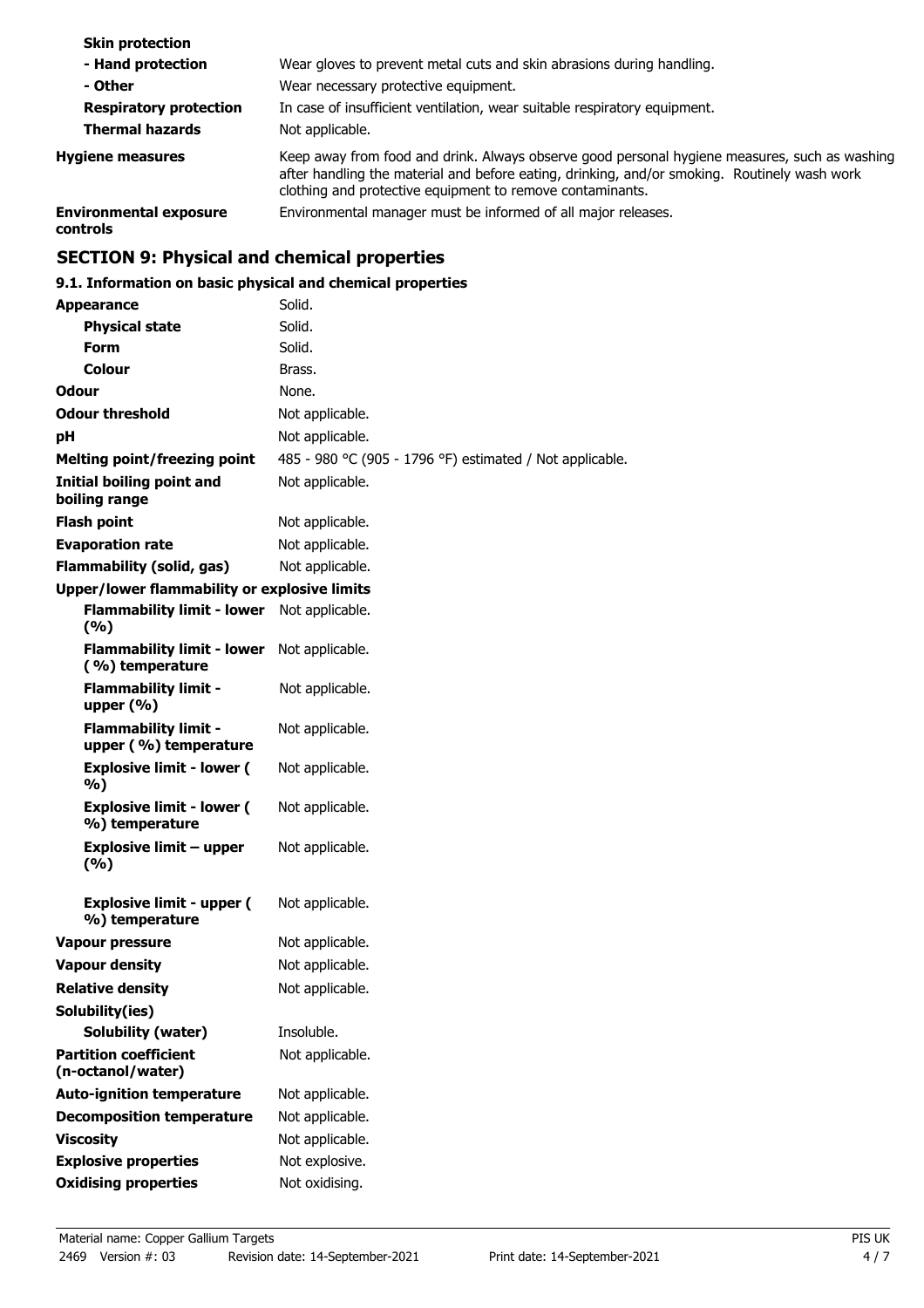| | |
|---|---|
| **Skin protection** | |
| **- Hand protection** | Wear gloves to prevent metal cuts and skin abrasions during handling. |
| **- Other** | Wear necessary protective equipment. |
| **Respiratory protection** | In case of insufficient ventilation, wear suitable respiratory equipment. |
| **Thermal hazards** | Not applicable. |
| **Hygiene measures** | Keep away from food and drink. Always observe good personal hygiene measures, such as washing after handling the material and before eating, drinking, and/or smoking. Routinely wash work clothing and protective equipment to remove contaminants. |
| **Environmental exposure controls** | Environmental manager must be informed of all major releases. |

## SECTION 9: Physical and chemical properties

### 9.1. Information on basic physical and chemical properties

| | |
|---|---|
| **Appearance** | Solid. |
| **Physical state** | Solid. |
| **Form** | Solid. |
| **Colour** | Brass. |
| **Odour** | None. |
| **Odour threshold** | Not applicable. |
| **pH** | Not applicable. |
| **Melting point/freezing point** | 485 - 980 °C (905 - 1796 °F) estimated / Not applicable. |
| **Initial boiling point and boiling range** | Not applicable. |
| **Flash point** | Not applicable. |
| **Evaporation rate** | Not applicable. |
| **Flammability (solid, gas)** | Not applicable. |
| **Upper/lower flammability or explosive limits** | |
| **Flammability limit - lower (%)** | Not applicable. |
| **Flammability limit - lower (%) temperature** | Not applicable. |
| **Flammability limit - upper (%)** | Not applicable. |
| **Flammability limit - upper (%) temperature** | Not applicable. |
| **Explosive limit - lower (%)** | Not applicable. |
| **Explosive limit - lower (%) temperature** | Not applicable. |
| **Explosive limit – upper (%)** | Not applicable. |
| **Explosive limit - upper (%) temperature** | Not applicable. |
| **Vapour pressure** | Not applicable. |
| **Vapour density** | Not applicable. |
| **Relative density** | Not applicable. |
| **Solubility(ies)** | |
| **Solubility (water)** | Insoluble. |
| **Partition coefficient (n-octanol/water)** | Not applicable. |
| **Auto-ignition temperature** | Not applicable. |
| **Decomposition temperature** | Not applicable. |
| **Viscosity** | Not applicable. |
| **Explosive properties** | Not explosive. |
| **Oxidising properties** | Not oxidising. |

Material name: Copper Gallium Targets
2469 Version #: 03 Revision date: 14-September-2021 Print date: 14-September-2021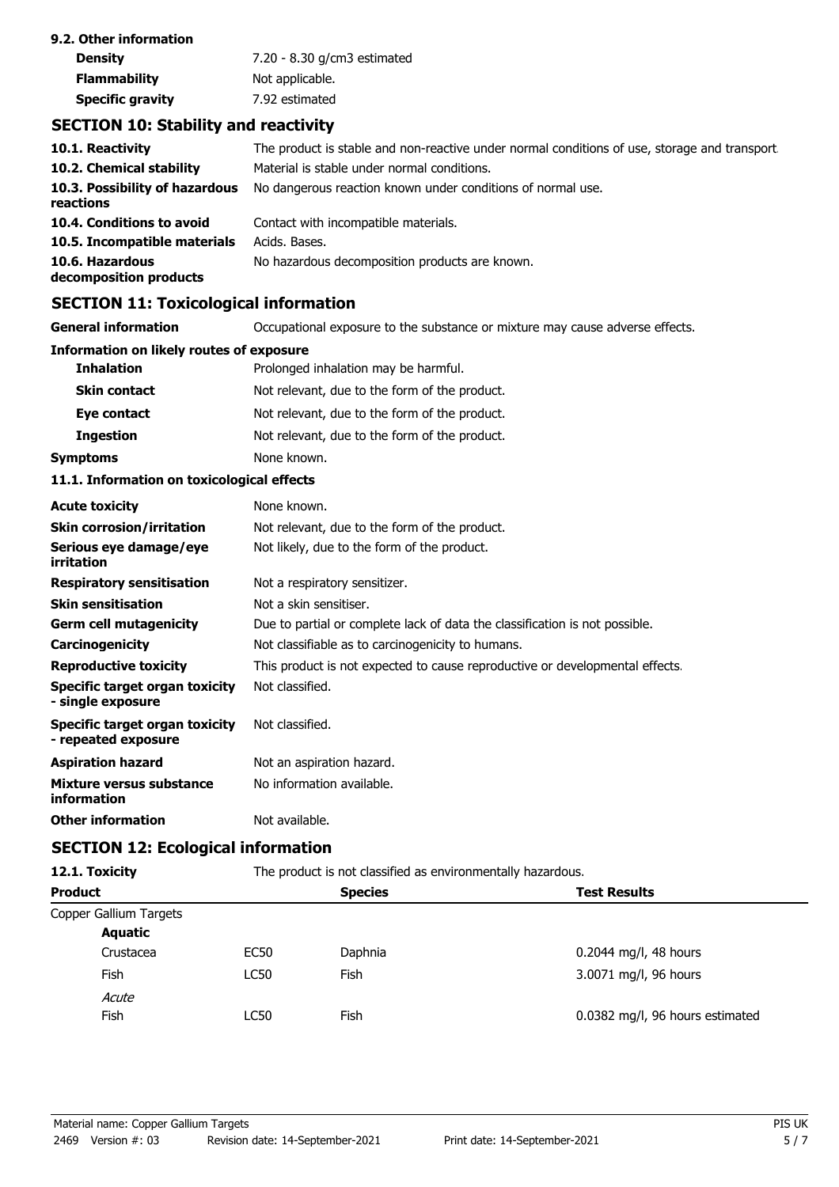**9.2. Other information**

| | |
|---|---|
| **Density** | 7.20 - 8.30 g/cm3 estimated |
| **Flammability** | Not applicable. |
| **Specific gravity** | 7.92 estimated |

## SECTION 10: Stability and reactivity

| | |
|---|---|
| **10.1. Reactivity** | The product is stable and non-reactive under normal conditions of use, storage and transport. |
| **10.2. Chemical stability** | Material is stable under normal conditions. |
| **10.3. Possibility of hazardous reactions** | No dangerous reaction known under conditions of normal use. |
| **10.4. Conditions to avoid** | Contact with incompatible materials. |
| **10.5. Incompatible materials** | Acids. Bases. |
| **10.6. Hazardous decomposition products** | No hazardous decomposition products are known. |

## SECTION 11: Toxicological information

| | |
|---|---|
| **General information** | Occupational exposure to the substance or mixture may cause adverse effects. |

**Information on likely routes of exposure**

| | |
|---|---|
| **Inhalation** | Prolonged inhalation may be harmful. |
| **Skin contact** | Not relevant, due to the form of the product. |
| **Eye contact** | Not relevant, due to the form of the product. |
| **Ingestion** | Not relevant, due to the form of the product. |
| **Symptoms** | None known. |

**11.1. Information on toxicological effects**

| | |
|---|---|
| **Acute toxicity** | None known. |
| **Skin corrosion/irritation** | Not relevant, due to the form of the product. |
| **Serious eye damage/eye irritation** | Not likely, due to the form of the product. |
| **Respiratory sensitisation** | Not a respiratory sensitizer. |
| **Skin sensitisation** | Not a skin sensitiser. |
| **Germ cell mutagenicity** | Due to partial or complete lack of data the classification is not possible. |
| **Carcinogenicity** | Not classifiable as to carcinogenicity to humans. |
| **Reproductive toxicity** | This product is not expected to cause reproductive or developmental effects. |
| **Specific target organ toxicity - single exposure** | Not classified. |
| **Specific target organ toxicity - repeated exposure** | Not classified. |
| **Aspiration hazard** | Not an aspiration hazard. |
| **Mixture versus substance information** | No information available. |
| **Other information** | Not available. |

## SECTION 12: Ecological information

**12.1. Toxicity** The product is not classified as environmentally hazardous.

| Product | | Species | Test Results |
|---|---|---|---|
| Copper Gallium Targets | | | |
| **Aquatic** | | | |
| Crustacea | EC50 | Daphnia | 0.2044 mg/l, 48 hours |
| Fish | LC50 | Fish | 3.0071 mg/l, 96 hours |
| *Acute* | | | |
| Fish | LC50 | Fish | 0.0382 mg/l, 96 hours estimated |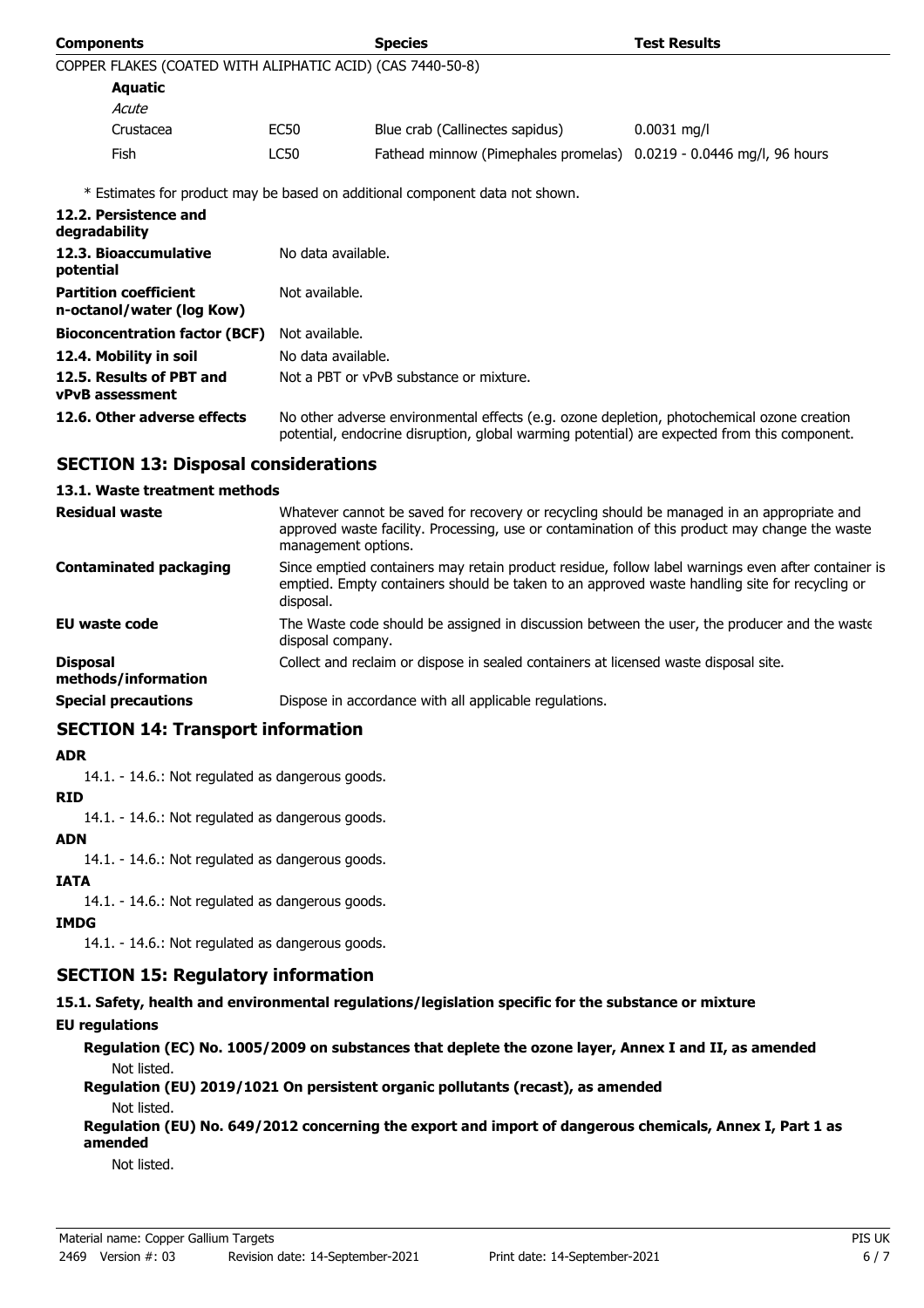| Components | | Species | Test Results |
|---|---|---|---|
| COPPER FLAKES (COATED WITH ALIPHATIC ACID) (CAS 7440-50-8) | | | |
| **Aquatic** | | | |
| *Acute* | | | |
| Crustacea | EC50 | Blue crab (Callinectes sapidus) | 0.0031 mg/l |
| Fish | LC50 | Fathead minnow (Pimephales promelas) | 0.0219 - 0.0446 mg/l, 96 hours |

* Estimates for product may be based on additional component data not shown.

| | |
|---|---|
| **12.2. Persistence and degradability** | |
| **12.3. Bioaccumulative potential** | No data available. |
| **Partition coefficient n-octanol/water (log Kow)** | Not available. |
| **Bioconcentration factor (BCF)** | Not available. |
| **12.4. Mobility in soil** | No data available. |
| **12.5. Results of PBT and vPvB assessment** | Not a PBT or vPvB substance or mixture. |
| **12.6. Other adverse effects** | No other adverse environmental effects (e.g. ozone depletion, photochemical ozone creation potential, endocrine disruption, global warming potential) are expected from this component. |

## SECTION 13: Disposal considerations

### 13.1. Waste treatment methods

| | |
|---|---|
| **Residual waste** | Whatever cannot be saved for recovery or recycling should be managed in an appropriate and approved waste facility. Processing, use or contamination of this product may change the waste management options. |
| **Contaminated packaging** | Since emptied containers may retain product residue, follow label warnings even after container is emptied. Empty containers should be taken to an approved waste handling site for recycling or disposal. |
| **EU waste code** | The Waste code should be assigned in discussion between the user, the producer and the waste disposal company. |
| **Disposal methods/information** | Collect and reclaim or dispose in sealed containers at licensed waste disposal site. |
| **Special precautions** | Dispose in accordance with all applicable regulations. |

## SECTION 14: Transport information

**ADR**

14.1. - 14.6.: Not regulated as dangerous goods.

**RID**

14.1. - 14.6.: Not regulated as dangerous goods.

**ADN**

14.1. - 14.6.: Not regulated as dangerous goods.

**IATA**

14.1. - 14.6.: Not regulated as dangerous goods.

**IMDG**

14.1. - 14.6.: Not regulated as dangerous goods.

## SECTION 15: Regulatory information

### 15.1. Safety, health and environmental regulations/legislation specific for the substance or mixture

**EU regulations**

**Regulation (EC) No. 1005/2009 on substances that deplete the ozone layer, Annex I and II, as amended**

Not listed.

**Regulation (EU) 2019/1021 On persistent organic pollutants (recast), as amended**

Not listed.

**Regulation (EU) No. 649/2012 concerning the export and import of dangerous chemicals, Annex I, Part 1 as amended**

Not listed.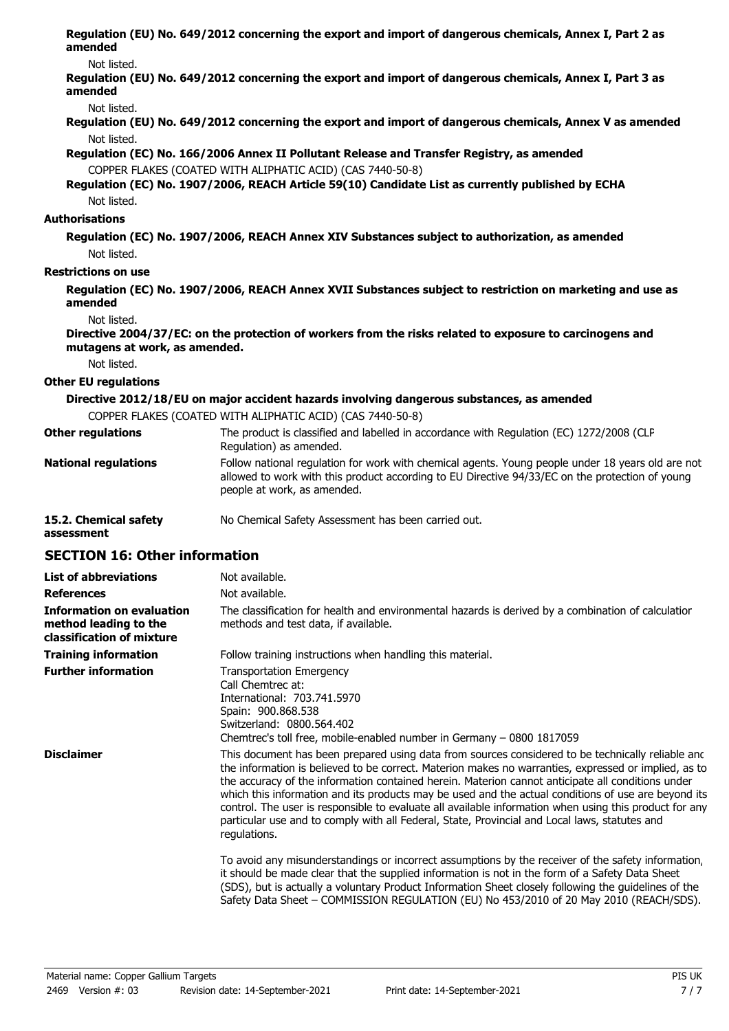**Regulation (EU) No. 649/2012 concerning the export and import of dangerous chemicals, Annex I, Part 2 as amended**

Not listed.

**Regulation (EU) No. 649/2012 concerning the export and import of dangerous chemicals, Annex I, Part 3 as amended**

Not listed.

**Regulation (EU) No. 649/2012 concerning the export and import of dangerous chemicals, Annex V as amended**

Not listed.

**Regulation (EC) No. 166/2006 Annex II Pollutant Release and Transfer Registry, as amended**

COPPER FLAKES (COATED WITH ALIPHATIC ACID) (CAS 7440-50-8)

**Regulation (EC) No. 1907/2006, REACH Article 59(10) Candidate List as currently published by ECHA**

Not listed.

**Authorisations**

**Regulation (EC) No. 1907/2006, REACH Annex XIV Substances subject to authorization, as amended**

Not listed.

**Restrictions on use**

**Regulation (EC) No. 1907/2006, REACH Annex XVII Substances subject to restriction on marketing and use as amended**

Not listed.

**Directive 2004/37/EC: on the protection of workers from the risks related to exposure to carcinogens and mutagens at work, as amended.**

Not listed.

**Other EU regulations**

**Directive 2012/18/EU on major accident hazards involving dangerous substances, as amended**

COPPER FLAKES (COATED WITH ALIPHATIC ACID) (CAS 7440-50-8)

**Other regulations** — The product is classified and labelled in accordance with Regulation (EC) 1272/2008 (CLP Regulation) as amended.

**National regulations** — Follow national regulation for work with chemical agents. Young people under 18 years old are not allowed to work with this product according to EU Directive 94/33/EC on the protection of young people at work, as amended.

**15.2. Chemical safety assessment** — No Chemical Safety Assessment has been carried out.

## SECTION 16: Other information

**List of abbreviations** — Not available.

**References** — Not available.

**Information on evaluation method leading to the classification of mixture** — The classification for health and environmental hazards is derived by a combination of calculation methods and test data, if available.

**Training information** — Follow training instructions when handling this material.

**Further information** — Transportation Emergency
Call Chemtrec at:
International: 703.741.5970
Spain: 900.868.538
Switzerland: 0800.564.402
Chemtrec's toll free, mobile-enabled number in Germany – 0800 1817059

**Disclaimer** — This document has been prepared using data from sources considered to be technically reliable and the information is believed to be correct. Materion makes no warranties, expressed or implied, as to the accuracy of the information contained herein. Materion cannot anticipate all conditions under which this information and its products may be used and the actual conditions of use are beyond its control. The user is responsible to evaluate all available information when using this product for any particular use and to comply with all Federal, State, Provincial and Local laws, statutes and regulations.

To avoid any misunderstandings or incorrect assumptions by the receiver of the safety information, it should be made clear that the supplied information is not in the form of a Safety Data Sheet (SDS), but is actually a voluntary Product Information Sheet closely following the guidelines of the Safety Data Sheet – COMMISSION REGULATION (EU) No 453/2010 of 20 May 2010 (REACH/SDS).